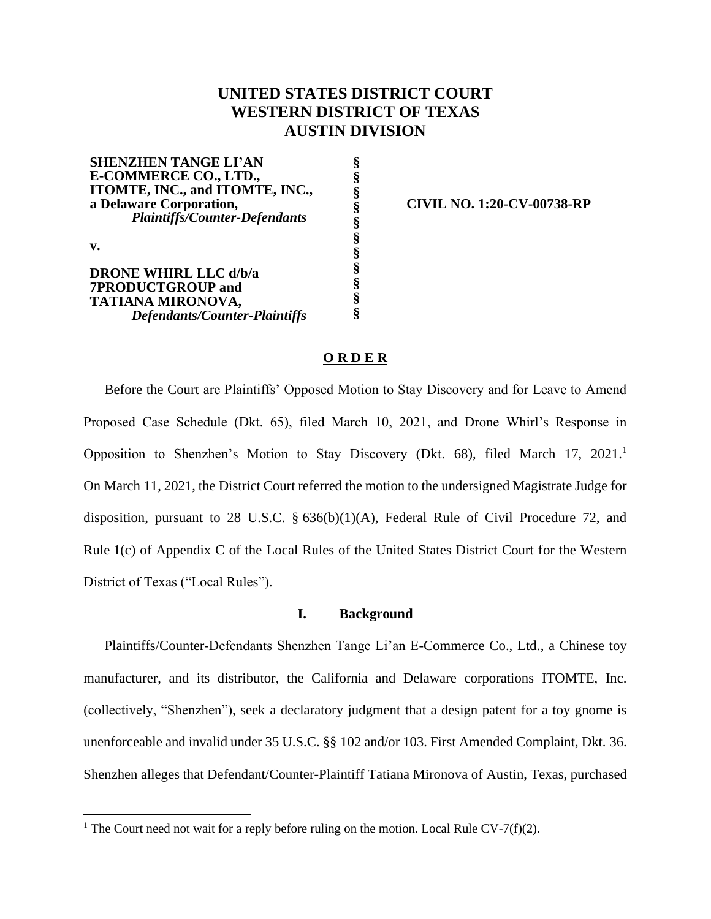# UNITED STATES DISTRICT COURT
# WESTERN DISTRICT OF TEXAS
# AUSTIN DIVISION

| | | |
|---|---|---|
| **SHENZHEN TANGE LI'AN E-COMMERCE CO., LTD., ITOMTE, INC., and ITOMTE, INC., a Delaware Corporation,** *Plaintiffs/Counter-Defendants* | § | **CIVIL NO. 1:20-CV-00738-RP** |
| **v.** | § | |
| **DRONE WHIRL LLC d/b/a 7PRODUCTGROUP and TATIANA MIRONOVA,** *Defendants/Counter-Plaintiffs* | § | |

## O R D E R

Before the Court are Plaintiffs' Opposed Motion to Stay Discovery and for Leave to Amend Proposed Case Schedule (Dkt. 65), filed March 10, 2021, and Drone Whirl's Response in Opposition to Shenzhen's Motion to Stay Discovery (Dkt. 68), filed March 17, 2021.[1] On March 11, 2021, the District Court referred the motion to the undersigned Magistrate Judge for disposition, pursuant to 28 U.S.C. § 636(b)(1)(A), Federal Rule of Civil Procedure 72, and Rule 1(c) of Appendix C of the Local Rules of the United States District Court for the Western District of Texas ("Local Rules").

### I. Background

Plaintiffs/Counter-Defendants Shenzhen Tange Li'an E-Commerce Co., Ltd., a Chinese toy manufacturer, and its distributor, the California and Delaware corporations ITOMTE, Inc. (collectively, "Shenzhen"), seek a declaratory judgment that a design patent for a toy gnome is unenforceable and invalid under 35 U.S.C. §§ 102 and/or 103. First Amended Complaint, Dkt. 36. Shenzhen alleges that Defendant/Counter-Plaintiff Tatiana Mironova of Austin, Texas, purchased

[1] The Court need not wait for a reply before ruling on the motion. Local Rule CV-7(f)(2).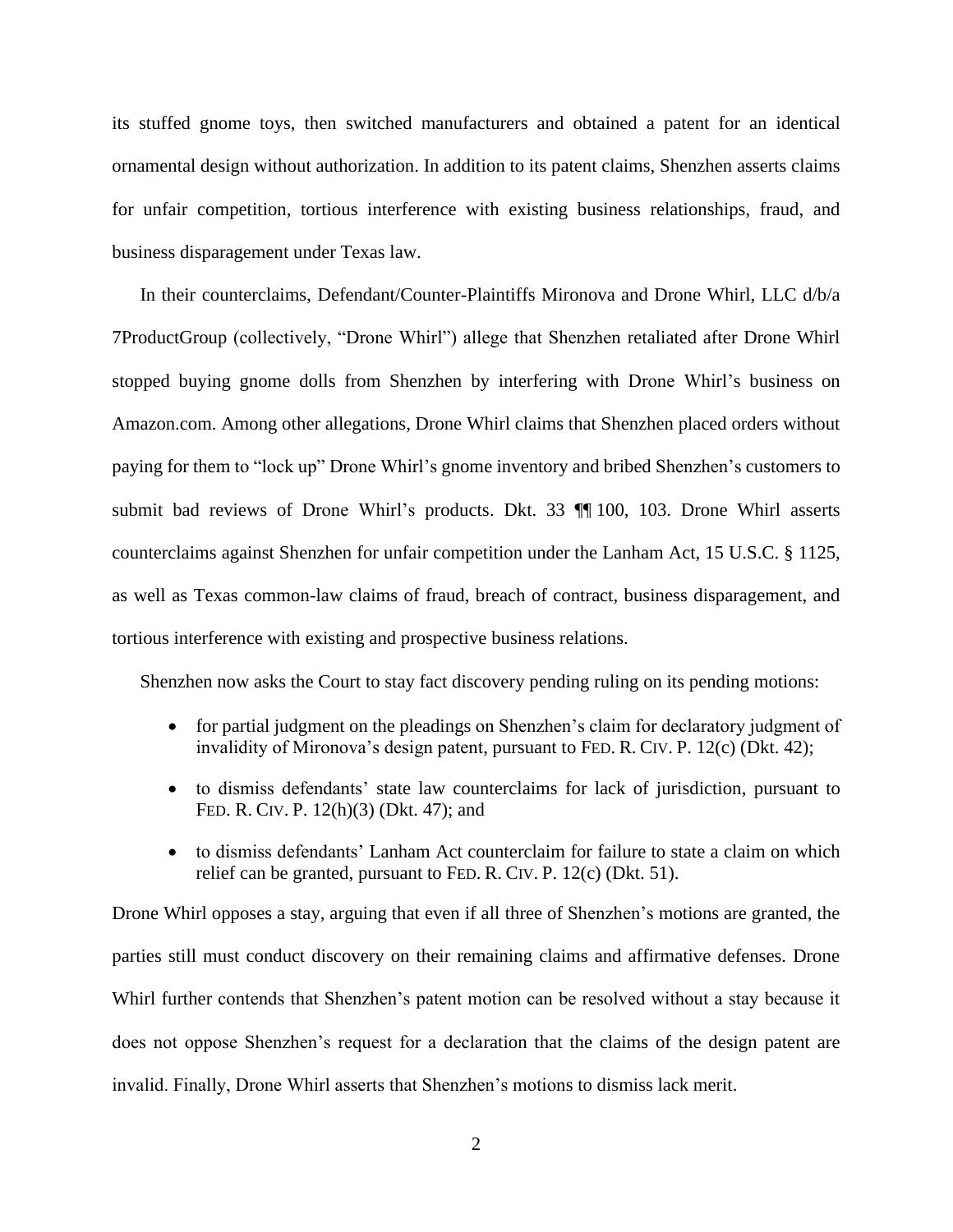its stuffed gnome toys, then switched manufacturers and obtained a patent for an identical ornamental design without authorization. In addition to its patent claims, Shenzhen asserts claims for unfair competition, tortious interference with existing business relationships, fraud, and business disparagement under Texas law.

In their counterclaims, Defendant/Counter-Plaintiffs Mironova and Drone Whirl, LLC d/b/a 7ProductGroup (collectively, "Drone Whirl") allege that Shenzhen retaliated after Drone Whirl stopped buying gnome dolls from Shenzhen by interfering with Drone Whirl's business on Amazon.com. Among other allegations, Drone Whirl claims that Shenzhen placed orders without paying for them to "lock up" Drone Whirl's gnome inventory and bribed Shenzhen's customers to submit bad reviews of Drone Whirl's products. Dkt. 33 ¶¶ 100, 103. Drone Whirl asserts counterclaims against Shenzhen for unfair competition under the Lanham Act, 15 U.S.C. § 1125, as well as Texas common-law claims of fraud, breach of contract, business disparagement, and tortious interference with existing and prospective business relations.

Shenzhen now asks the Court to stay fact discovery pending ruling on its pending motions:

- for partial judgment on the pleadings on Shenzhen's claim for declaratory judgment of invalidity of Mironova's design patent, pursuant to FED. R. CIV. P. 12(c) (Dkt. 42);
- to dismiss defendants' state law counterclaims for lack of jurisdiction, pursuant to FED. R. CIV. P. 12(h)(3) (Dkt. 47); and
- to dismiss defendants' Lanham Act counterclaim for failure to state a claim on which relief can be granted, pursuant to FED. R. CIV. P. 12(c) (Dkt. 51).

Drone Whirl opposes a stay, arguing that even if all three of Shenzhen's motions are granted, the parties still must conduct discovery on their remaining claims and affirmative defenses. Drone Whirl further contends that Shenzhen's patent motion can be resolved without a stay because it does not oppose Shenzhen's request for a declaration that the claims of the design patent are invalid. Finally, Drone Whirl asserts that Shenzhen's motions to dismiss lack merit.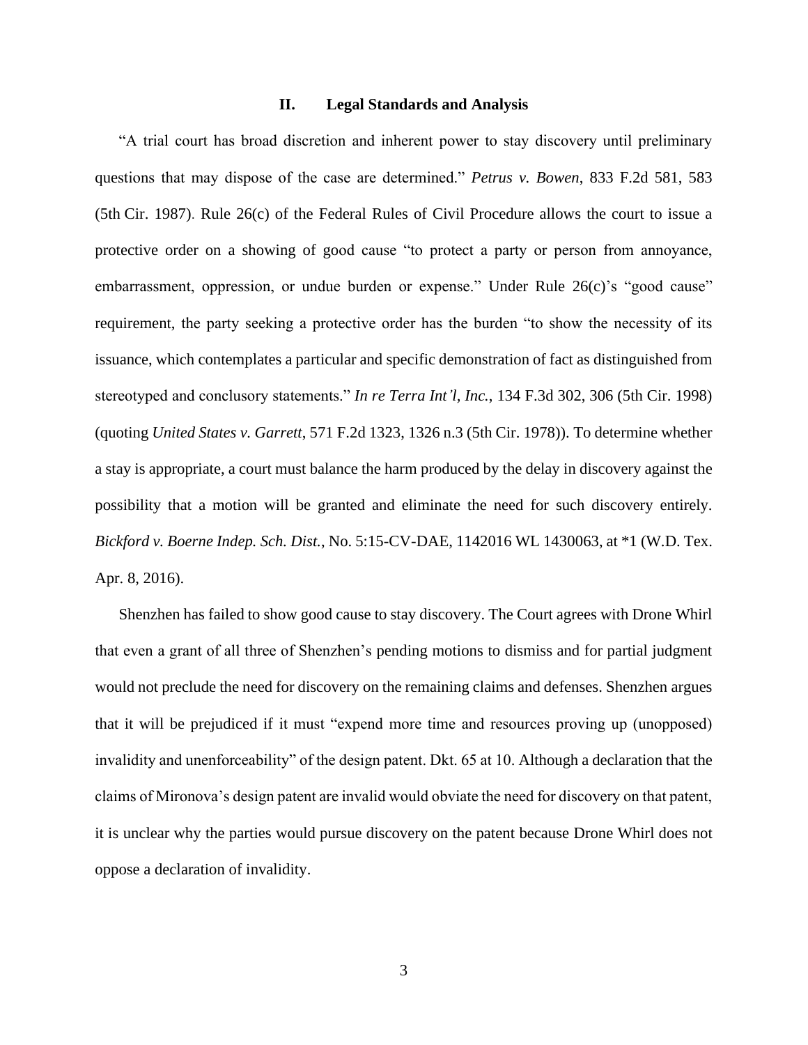## II. Legal Standards and Analysis

"A trial court has broad discretion and inherent power to stay discovery until preliminary questions that may dispose of the case are determined." *Petrus v. Bowen*, 833 F.2d 581, 583 (5th Cir. 1987). Rule 26(c) of the Federal Rules of Civil Procedure allows the court to issue a protective order on a showing of good cause "to protect a party or person from annoyance, embarrassment, oppression, or undue burden or expense." Under Rule 26(c)'s "good cause" requirement, the party seeking a protective order has the burden "to show the necessity of its issuance, which contemplates a particular and specific demonstration of fact as distinguished from stereotyped and conclusory statements." *In re Terra Int'l, Inc.*, 134 F.3d 302, 306 (5th Cir. 1998) (quoting *United States v. Garrett*, 571 F.2d 1323, 1326 n.3 (5th Cir. 1978)). To determine whether a stay is appropriate, a court must balance the harm produced by the delay in discovery against the possibility that a motion will be granted and eliminate the need for such discovery entirely. *Bickford v. Boerne Indep. Sch. Dist.*, No. 5:15-CV-DAE, 1142016 WL 1430063, at *1 (W.D. Tex. Apr. 8, 2016).

Shenzhen has failed to show good cause to stay discovery. The Court agrees with Drone Whirl that even a grant of all three of Shenzhen's pending motions to dismiss and for partial judgment would not preclude the need for discovery on the remaining claims and defenses. Shenzhen argues that it will be prejudiced if it must "expend more time and resources proving up (unopposed) invalidity and unenforceability" of the design patent. Dkt. 65 at 10. Although a declaration that the claims of Mironova's design patent are invalid would obviate the need for discovery on that patent, it is unclear why the parties would pursue discovery on the patent because Drone Whirl does not oppose a declaration of invalidity.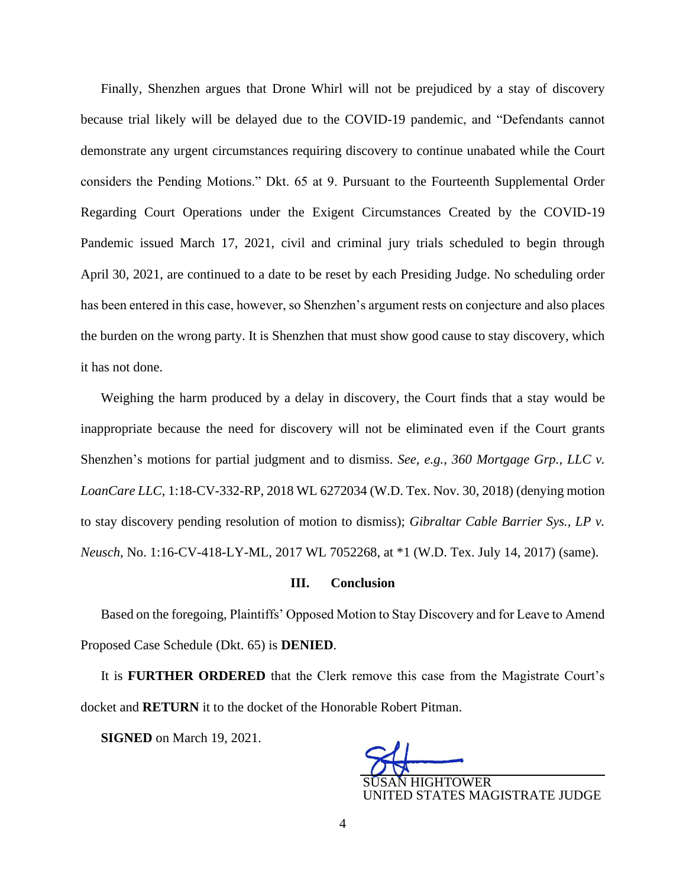Finally, Shenzhen argues that Drone Whirl will not be prejudiced by a stay of discovery because trial likely will be delayed due to the COVID-19 pandemic, and "Defendants cannot demonstrate any urgent circumstances requiring discovery to continue unabated while the Court considers the Pending Motions." Dkt. 65 at 9. Pursuant to the Fourteenth Supplemental Order Regarding Court Operations under the Exigent Circumstances Created by the COVID-19 Pandemic issued March 17, 2021, civil and criminal jury trials scheduled to begin through April 30, 2021, are continued to a date to be reset by each Presiding Judge. No scheduling order has been entered in this case, however, so Shenzhen's argument rests on conjecture and also places the burden on the wrong party. It is Shenzhen that must show good cause to stay discovery, which it has not done.

Weighing the harm produced by a delay in discovery, the Court finds that a stay would be inappropriate because the need for discovery will not be eliminated even if the Court grants Shenzhen's motions for partial judgment and to dismiss. *See, e.g.*, *360 Mortgage Grp., LLC v. LoanCare LLC*, 1:18-CV-332-RP, 2018 WL 6272034 (W.D. Tex. Nov. 30, 2018) (denying motion to stay discovery pending resolution of motion to dismiss); *Gibraltar Cable Barrier Sys., LP v. Neusch*, No. 1:16-CV-418-LY-ML, 2017 WL 7052268, at *1 (W.D. Tex. July 14, 2017) (same).

## III. Conclusion

Based on the foregoing, Plaintiffs' Opposed Motion to Stay Discovery and for Leave to Amend Proposed Case Schedule (Dkt. 65) is **DENIED**.

It is **FURTHER ORDERED** that the Clerk remove this case from the Magistrate Court's docket and **RETURN** it to the docket of the Honorable Robert Pitman.

**SIGNED** on March 19, 2021.

SUSAN HIGHTOWER
UNITED STATES MAGISTRATE JUDGE